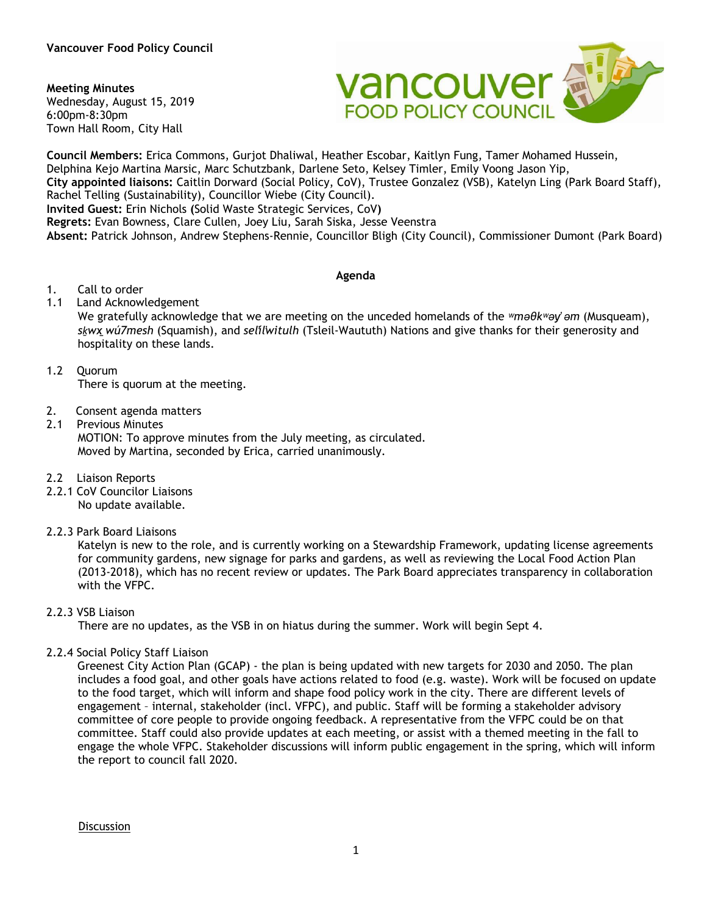**Vancouver Food Policy Council**

**Meeting Minutes**
Wednesday, August 15, 2019
6:00pm-8:30pm
Town Hall Room, City Hall

**Council Members:** Erica Commons, Gurjot Dhaliwal, Heather Escobar, Kaitlyn Fung, Tamer Mohamed Hussein, Delphina Kejo Martina Marsic, Marc Schutzbank, Darlene Seto, Kelsey Timler, Emily Voong Jason Yip,
**City appointed liaisons:** Caitlin Dorward (Social Policy, CoV), Trustee Gonzalez (VSB), Katelyn Ling (Park Board Staff), Rachel Telling (Sustainability), Councillor Wiebe (City Council).
**Invited Guest:** Erin Nichols **(**Solid Waste Strategic Services, CoV**)**
**Regrets:** Evan Bowness, Clare Cullen, Joey Liu, Sarah Siska, Jesse Veenstra
**Absent:** Patrick Johnson, Andrew Stephens-Rennie, Councillor Bligh (City Council), Commissioner Dumont (Park Board)

**Agenda**

1. Call to order

1.1 Land Acknowledgement

We gratefully acknowledge that we are meeting on the unceded homelands of the *ʷməθkʷəy̓ əm* (Musqueam), *sḵwx̱ wú7mesh* (Squamish), and *səl̓ílwitulh* (Tsleil-Waututh) Nations and give thanks for their generosity and hospitality on these lands.

1.2 Quorum

There is quorum at the meeting.

2. Consent agenda matters

2.1 Previous Minutes

MOTION: To approve minutes from the July meeting, as circulated.
Moved by Martina, seconded by Erica, carried unanimously.

2.2 Liaison Reports

2.2.1 CoV Councilor Liaisons

No update available.

2.2.3 Park Board Liaisons

Katelyn is new to the role, and is currently working on a Stewardship Framework, updating license agreements for community gardens, new signage for parks and gardens, as well as reviewing the Local Food Action Plan (2013-2018), which has no recent review or updates. The Park Board appreciates transparency in collaboration with the VFPC.

2.2.3 VSB Liaison

There are no updates, as the VSB in on hiatus during the summer. Work will begin Sept 4.

2.2.4 Social Policy Staff Liaison

Greenest City Action Plan (GCAP) - the plan is being updated with new targets for 2030 and 2050. The plan includes a food goal, and other goals have actions related to food (e.g. waste). Work will be focused on update to the food target, which will inform and shape food policy work in the city. There are different levels of engagement – internal, stakeholder (incl. VFPC), and public. Staff will be forming a stakeholder advisory committee of core people to provide ongoing feedback. A representative from the VFPC could be on that committee. Staff could also provide updates at each meeting, or assist with a themed meeting in the fall to engage the whole VFPC. Stakeholder discussions will inform public engagement in the spring, which will inform the report to council fall 2020.

<u>Discussion</u>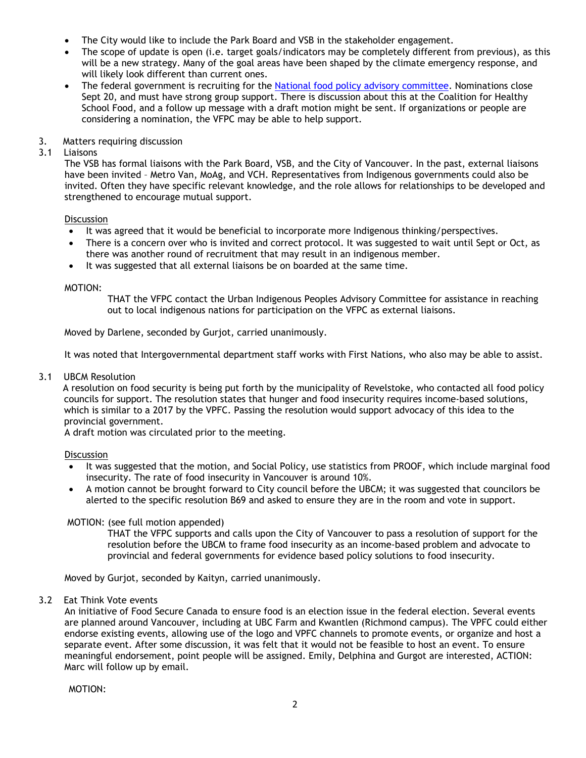- The City would like to include the Park Board and VSB in the stakeholder engagement.
- The scope of update is open (i.e. target goals/indicators may be completely different from previous), as this will be a new strategy. Many of the goal areas have been shaped by the climate emergency response, and will likely look different than current ones.
- The federal government is recruiting for the National food policy advisory committee. Nominations close Sept 20, and must have strong group support. There is discussion about this at the Coalition for Healthy School Food, and a follow up message with a draft motion might be sent. If organizations or people are considering a nomination, the VFPC may be able to help support.

3. Matters requiring discussion

3.1 Liaisons

The VSB has formal liaisons with the Park Board, VSB, and the City of Vancouver. In the past, external liaisons have been invited – Metro Van, MoAg, and VCH. Representatives from Indigenous governments could also be invited. Often they have specific relevant knowledge, and the role allows for relationships to be developed and strengthened to encourage mutual support.

Discussion

- It was agreed that it would be beneficial to incorporate more Indigenous thinking/perspectives.
- There is a concern over who is invited and correct protocol. It was suggested to wait until Sept or Oct, as there was another round of recruitment that may result in an indigenous member.
- It was suggested that all external liaisons be on boarded at the same time.

MOTION:

THAT the VFPC contact the Urban Indigenous Peoples Advisory Committee for assistance in reaching out to local indigenous nations for participation on the VFPC as external liaisons.

Moved by Darlene, seconded by Gurjot, carried unanimously.

It was noted that Intergovernmental department staff works with First Nations, who also may be able to assist.

3.1 UBCM Resolution

A resolution on food security is being put forth by the municipality of Revelstoke, who contacted all food policy councils for support. The resolution states that hunger and food insecurity requires income-based solutions, which is similar to a 2017 by the VPFC. Passing the resolution would support advocacy of this idea to the provincial government.

A draft motion was circulated prior to the meeting.

Discussion

- It was suggested that the motion, and Social Policy, use statistics from PROOF, which include marginal food insecurity. The rate of food insecurity in Vancouver is around 10%.
- A motion cannot be brought forward to City council before the UBCM; it was suggested that councilors be alerted to the specific resolution B69 and asked to ensure they are in the room and vote in support.

MOTION: (see full motion appended)

THAT the VFPC supports and calls upon the City of Vancouver to pass a resolution of support for the resolution before the UBCM to frame food insecurity as an income-based problem and advocate to provincial and federal governments for evidence based policy solutions to food insecurity.

Moved by Gurjot, seconded by Kaityn, carried unanimously.

3.2 Eat Think Vote events

An initiative of Food Secure Canada to ensure food is an election issue in the federal election. Several events are planned around Vancouver, including at UBC Farm and Kwantlen (Richmond campus). The VPFC could either endorse existing events, allowing use of the logo and VPFC channels to promote events, or organize and host a separate event. After some discussion, it was felt that it would not be feasible to host an event. To ensure meaningful endorsement, point people will be assigned. Emily, Delphina and Gurgot are interested, ACTION: Marc will follow up by email.

MOTION: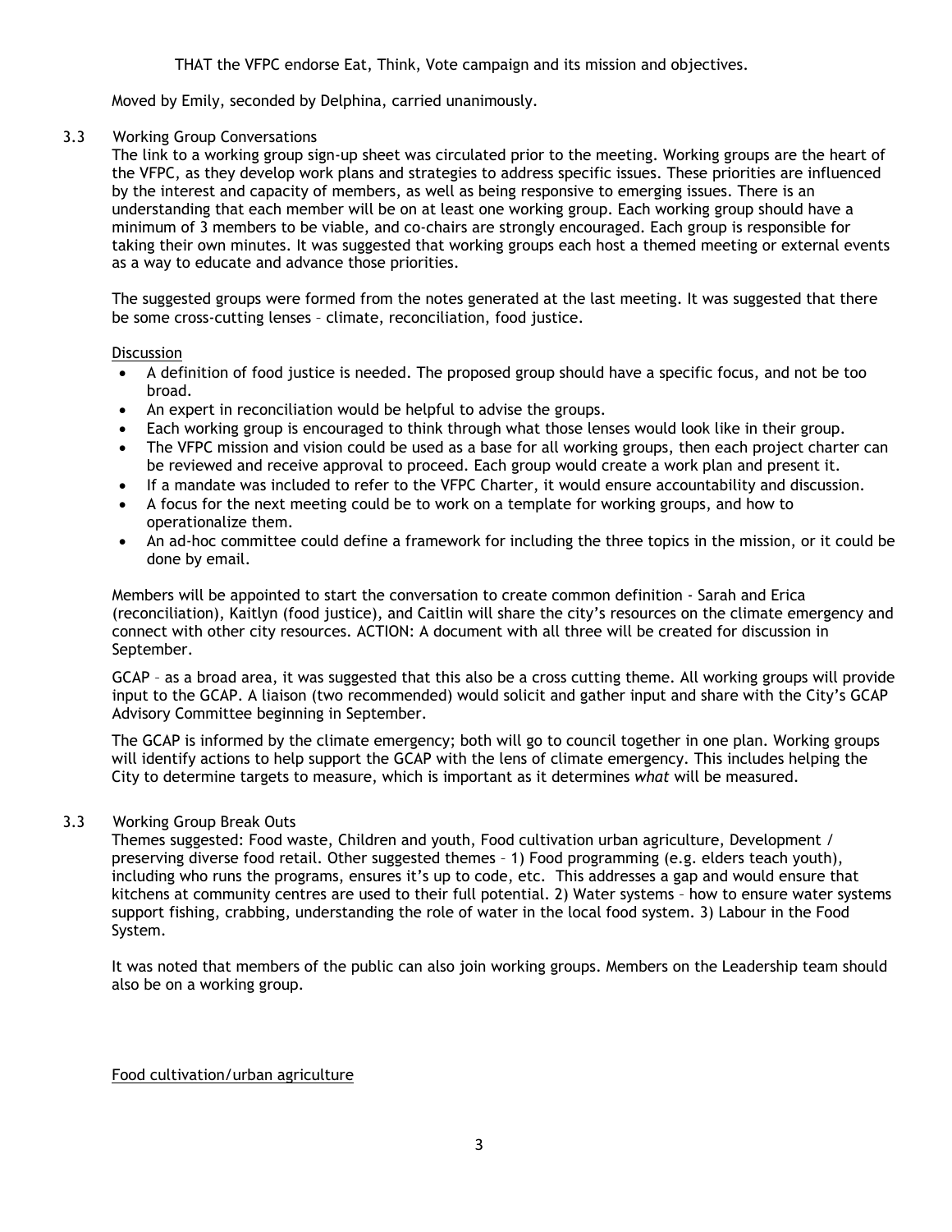THAT the VFPC endorse Eat, Think, Vote campaign and its mission and objectives.

Moved by Emily, seconded by Delphina, carried unanimously.

3.3 Working Group Conversations

The link to a working group sign-up sheet was circulated prior to the meeting. Working groups are the heart of the VFPC, as they develop work plans and strategies to address specific issues. These priorities are influenced by the interest and capacity of members, as well as being responsive to emerging issues. There is an understanding that each member will be on at least one working group. Each working group should have a minimum of 3 members to be viable, and co-chairs are strongly encouraged. Each group is responsible for taking their own minutes. It was suggested that working groups each host a themed meeting or external events as a way to educate and advance those priorities.

The suggested groups were formed from the notes generated at the last meeting. It was suggested that there be some cross-cutting lenses – climate, reconciliation, food justice.

Discussion

- A definition of food justice is needed. The proposed group should have a specific focus, and not be too broad.
- An expert in reconciliation would be helpful to advise the groups.
- Each working group is encouraged to think through what those lenses would look like in their group.
- The VFPC mission and vision could be used as a base for all working groups, then each project charter can be reviewed and receive approval to proceed. Each group would create a work plan and present it.
- If a mandate was included to refer to the VFPC Charter, it would ensure accountability and discussion.
- A focus for the next meeting could be to work on a template for working groups, and how to operationalize them.
- An ad-hoc committee could define a framework for including the three topics in the mission, or it could be done by email.

Members will be appointed to start the conversation to create common definition - Sarah and Erica (reconciliation), Kaitlyn (food justice), and Caitlin will share the city's resources on the climate emergency and connect with other city resources. ACTION: A document with all three will be created for discussion in September.

GCAP – as a broad area, it was suggested that this also be a cross cutting theme. All working groups will provide input to the GCAP. A liaison (two recommended) would solicit and gather input and share with the City's GCAP Advisory Committee beginning in September.

The GCAP is informed by the climate emergency; both will go to council together in one plan. Working groups will identify actions to help support the GCAP with the lens of climate emergency. This includes helping the City to determine targets to measure, which is important as it determines *what* will be measured.

3.3 Working Group Break Outs

Themes suggested: Food waste, Children and youth, Food cultivation urban agriculture, Development / preserving diverse food retail. Other suggested themes – 1) Food programming (e.g. elders teach youth), including who runs the programs, ensures it's up to code, etc. This addresses a gap and would ensure that kitchens at community centres are used to their full potential. 2) Water systems – how to ensure water systems support fishing, crabbing, understanding the role of water in the local food system. 3) Labour in the Food System.

It was noted that members of the public can also join working groups. Members on the Leadership team should also be on a working group.

Food cultivation/urban agriculture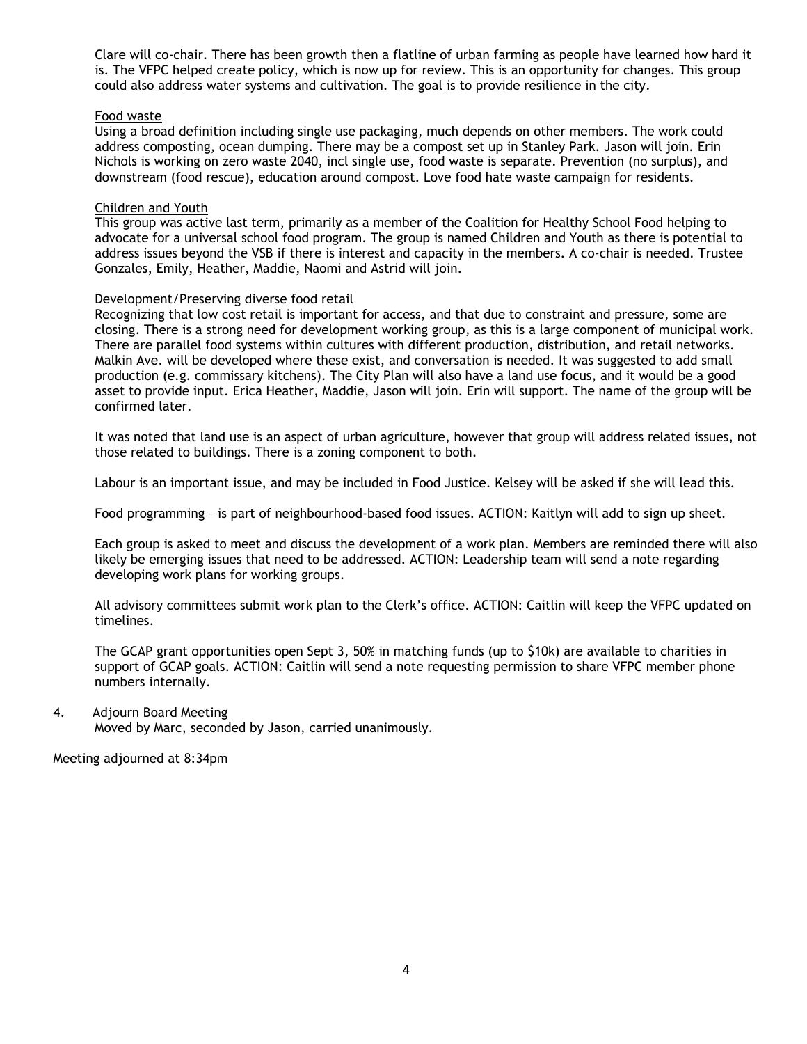Clare will co-chair. There has been growth then a flatline of urban farming as people have learned how hard it is. The VFPC helped create policy, which is now up for review. This is an opportunity for changes. This group could also address water systems and cultivation. The goal is to provide resilience in the city.

Food waste

Using a broad definition including single use packaging, much depends on other members. The work could address composting, ocean dumping. There may be a compost set up in Stanley Park. Jason will join. Erin Nichols is working on zero waste 2040, incl single use, food waste is separate. Prevention (no surplus), and downstream (food rescue), education around compost. Love food hate waste campaign for residents.

Children and Youth

This group was active last term, primarily as a member of the Coalition for Healthy School Food helping to advocate for a universal school food program. The group is named Children and Youth as there is potential to address issues beyond the VSB if there is interest and capacity in the members. A co-chair is needed. Trustee Gonzales, Emily, Heather, Maddie, Naomi and Astrid will join.

Development/Preserving diverse food retail

Recognizing that low cost retail is important for access, and that due to constraint and pressure, some are closing. There is a strong need for development working group, as this is a large component of municipal work. There are parallel food systems within cultures with different production, distribution, and retail networks. Malkin Ave. will be developed where these exist, and conversation is needed. It was suggested to add small production (e.g. commissary kitchens). The City Plan will also have a land use focus, and it would be a good asset to provide input. Erica Heather, Maddie, Jason will join. Erin will support. The name of the group will be confirmed later.

It was noted that land use is an aspect of urban agriculture, however that group will address related issues, not those related to buildings. There is a zoning component to both.

Labour is an important issue, and may be included in Food Justice. Kelsey will be asked if she will lead this.

Food programming – is part of neighbourhood-based food issues. ACTION: Kaitlyn will add to sign up sheet.

Each group is asked to meet and discuss the development of a work plan. Members are reminded there will also likely be emerging issues that need to be addressed. ACTION: Leadership team will send a note regarding developing work plans for working groups.

All advisory committees submit work plan to the Clerk's office. ACTION: Caitlin will keep the VFPC updated on timelines.

The GCAP grant opportunities open Sept 3, 50% in matching funds (up to $10k) are available to charities in support of GCAP goals. ACTION: Caitlin will send a note requesting permission to share VFPC member phone numbers internally.

4. Adjourn Board Meeting
   Moved by Marc, seconded by Jason, carried unanimously.

Meeting adjourned at 8:34pm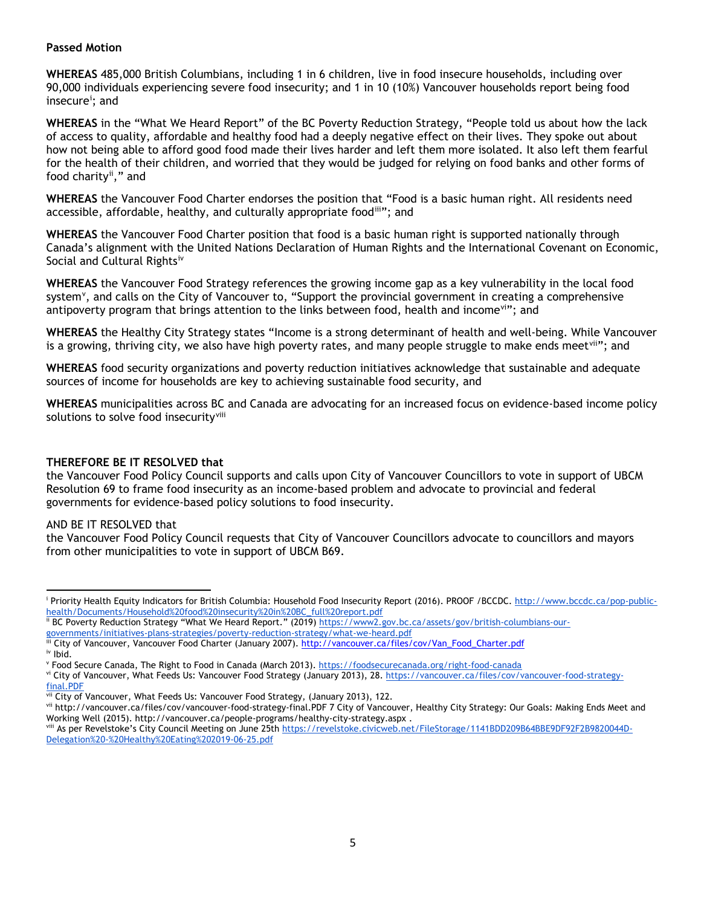**Passed Motion**

**WHEREAS** 485,000 British Columbians, including 1 in 6 children, live in food insecure households, including over 90,000 individuals experiencing severe food insecurity; and 1 in 10 (10%) Vancouver households report being food insecure[i]; and

**WHEREAS** in the "What We Heard Report" of the BC Poverty Reduction Strategy, "People told us about how the lack of access to quality, affordable and healthy food had a deeply negative effect on their lives. They spoke out about how not being able to afford good food made their lives harder and left them more isolated. It also left them fearful for the health of their children, and worried that they would be judged for relying on food banks and other forms of food charity[ii]," and

**WHEREAS** the Vancouver Food Charter endorses the position that "Food is a basic human right. All residents need accessible, affordable, healthy, and culturally appropriate food[iii]"; and

**WHEREAS** the Vancouver Food Charter position that food is a basic human right is supported nationally through Canada's alignment with the United Nations Declaration of Human Rights and the International Covenant on Economic, Social and Cultural Rights[iv]

**WHEREAS** the Vancouver Food Strategy references the growing income gap as a key vulnerability in the local food system[v], and calls on the City of Vancouver to, "Support the provincial government in creating a comprehensive antipoverty program that brings attention to the links between food, health and income[vi]"; and

**WHEREAS** the Healthy City Strategy states "Income is a strong determinant of health and well-being. While Vancouver is a growing, thriving city, we also have high poverty rates, and many people struggle to make ends meet[vii]"; and

**WHEREAS** food security organizations and poverty reduction initiatives acknowledge that sustainable and adequate sources of income for households are key to achieving sustainable food security, and

**WHEREAS** municipalities across BC and Canada are advocating for an increased focus on evidence-based income policy solutions to solve food insecurity[viii]

**THEREFORE BE IT RESOLVED that**
the Vancouver Food Policy Council supports and calls upon City of Vancouver Councillors to vote in support of UBCM Resolution 69 to frame food insecurity as an income-based problem and advocate to provincial and federal governments for evidence-based policy solutions to food insecurity.

AND BE IT RESOLVED that
the Vancouver Food Policy Council requests that City of Vancouver Councillors advocate to councillors and mayors from other municipalities to vote in support of UBCM B69.

---

[i] Priority Health Equity Indicators for British Columbia: Household Food Insecurity Report (2016). PROOF /BCCDC. http://www.bccdc.ca/pop-public-health/Documents/Household%20food%20insecurity%20in%20BC_full%20report.pdf

[ii] BC Poverty Reduction Strategy "What We Heard Report." (2019) https://www2.gov.bc.ca/assets/gov/british-columbians-our-governments/initiatives-plans-strategies/poverty-reduction-strategy/what-we-heard.pdf

[iii] City of Vancouver, Vancouver Food Charter (January 2007). http://vancouver.ca/files/cov/Van_Food_Charter.pdf

[iv] Ibid.

[v] Food Secure Canada, The Right to Food in Canada (March 2013). https://foodsecurecanada.org/right-food-canada

[vi] City of Vancouver, What Feeds Us: Vancouver Food Strategy (January 2013), 28. https://vancouver.ca/files/cov/vancouver-food-strategy-final.PDF

[vii] City of Vancouver, What Feeds Us: Vancouver Food Strategy, (January 2013), 122.

[vii] http://vancouver.ca/files/cov/vancouver-food-strategy-final.PDF 7 City of Vancouver, Healthy City Strategy: Our Goals: Making Ends Meet and Working Well (2015). http://vancouver.ca/people-programs/healthy-city-strategy.aspx .

[viii] As per Revelstoke's City Council Meeting on June 25th https://revelstoke.civicweb.net/FileStorage/1141BDD209B64BBE9DF92F2B9820044D-Delegation%20-%20Healthy%20Eating%202019-06-25.pdf